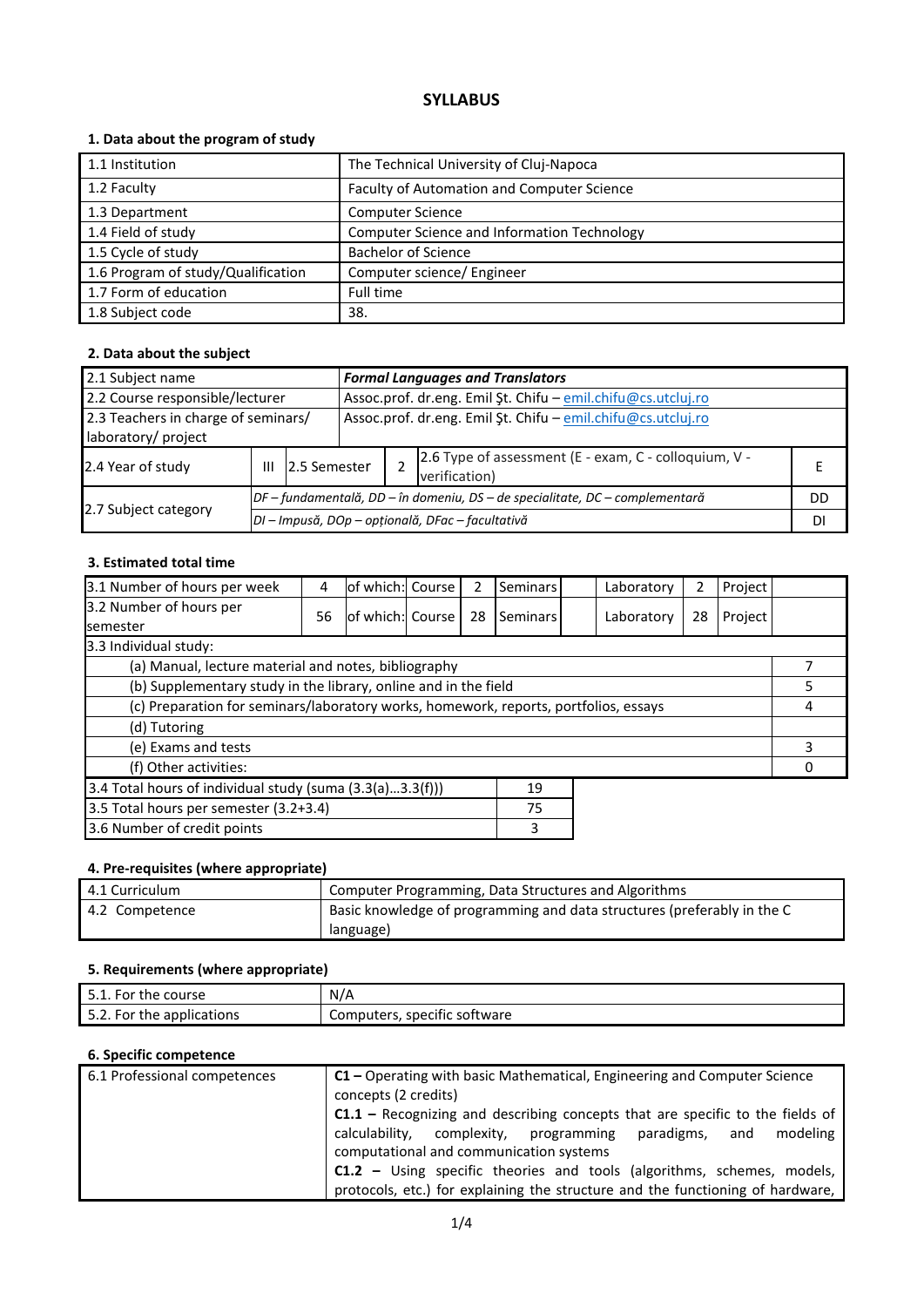# SYLLABUS

### 1. Data about the program of study

| | |
|---|---|
| 1.1 Institution | The Technical University of Cluj-Napoca |
| 1.2 Faculty | Faculty of Automation and Computer Science |
| 1.3 Department | Computer Science |
| 1.4 Field of study | Computer Science and Information Technology |
| 1.5 Cycle of study | Bachelor of Science |
| 1.6 Program of study/Qualification | Computer science/ Engineer |
| 1.7 Form of education | Full time |
| 1.8 Subject code | 38. |

### 2. Data about the subject

| | | | | | |
|---|---|---|---|---|---|
| 2.1 Subject name | ***Formal Languages and Translators*** | | | | |
| 2.2 Course responsible/lecturer | Assoc.prof. dr.eng. Emil Şt. Chifu – emil.chifu@cs.utcluj.ro | | | | |
| 2.3 Teachers in charge of seminars/ laboratory/ project | Assoc.prof. dr.eng. Emil Şt. Chifu – emil.chifu@cs.utcluj.ro | | | | |
| 2.4 Year of study | III | 2.5 Semester | 2 | 2.6 Type of assessment (E - exam, C - colloquium, V - verification) | E |
| 2.7 Subject category | *DF – fundamentală, DD – în domeniu, DS – de specialitate, DC – complementară* | | | | DD |
| | *DI – Impusă, DOp – opțională, DFac – facultativă* | | | | DI |

### 3. Estimated total time

| | | | | | | | | | | |
|---|---|---|---|---|---|---|---|---|---|---|
| 3.1 Number of hours per week | 4 | of which: | Course | 2 | Seminars | | Laboratory | 2 | Project | |
| 3.2 Number of hours per semester | 56 | of which: | Course | 28 | Seminars | | Laboratory | 28 | Project | |
| 3.3 Individual study: | | | | | | | | | | |
| (a) Manual, lecture material and notes, bibliography | | | | | | | | | | 7 |
| (b) Supplementary study in the library, online and in the field | | | | | | | | | | 5 |
| (c) Preparation for seminars/laboratory works, homework, reports, portfolios, essays | | | | | | | | | | 4 |
| (d) Tutoring | | | | | | | | | | |
| (e) Exams and tests | | | | | | | | | | 3 |
| (f) Other activities: | | | | | | | | | | 0 |

| | |
|---|---|
| 3.4 Total hours of individual study (suma (3.3(a)...3.3(f))) | 19 |
| 3.5 Total hours per semester (3.2+3.4) | 75 |
| 3.6 Number of credit points | 3 |

### 4. Pre-requisites (where appropriate)

| | |
|---|---|
| 4.1 Curriculum | Computer Programming, Data Structures and Algorithms |
| 4.2 Competence | Basic knowledge of programming and data structures (preferably in the C language) |

### 5. Requirements (where appropriate)

| | |
|---|---|
| 5.1. For the course | N/A |
| 5.2. For the applications | Computers, specific software |

### 6. Specific competence

| | |
|---|---|
| 6.1 Professional competences | **C1 –** Operating with basic Mathematical, Engineering and Computer Science concepts (2 credits)<br>**C1.1 –** Recognizing and describing concepts that are specific to the fields of calculability, complexity, programming paradigms, and modeling computational and communication systems<br>**C1.2 –** Using specific theories and tools (algorithms, schemes, models, protocols, etc.) for explaining the structure and the functioning of hardware, |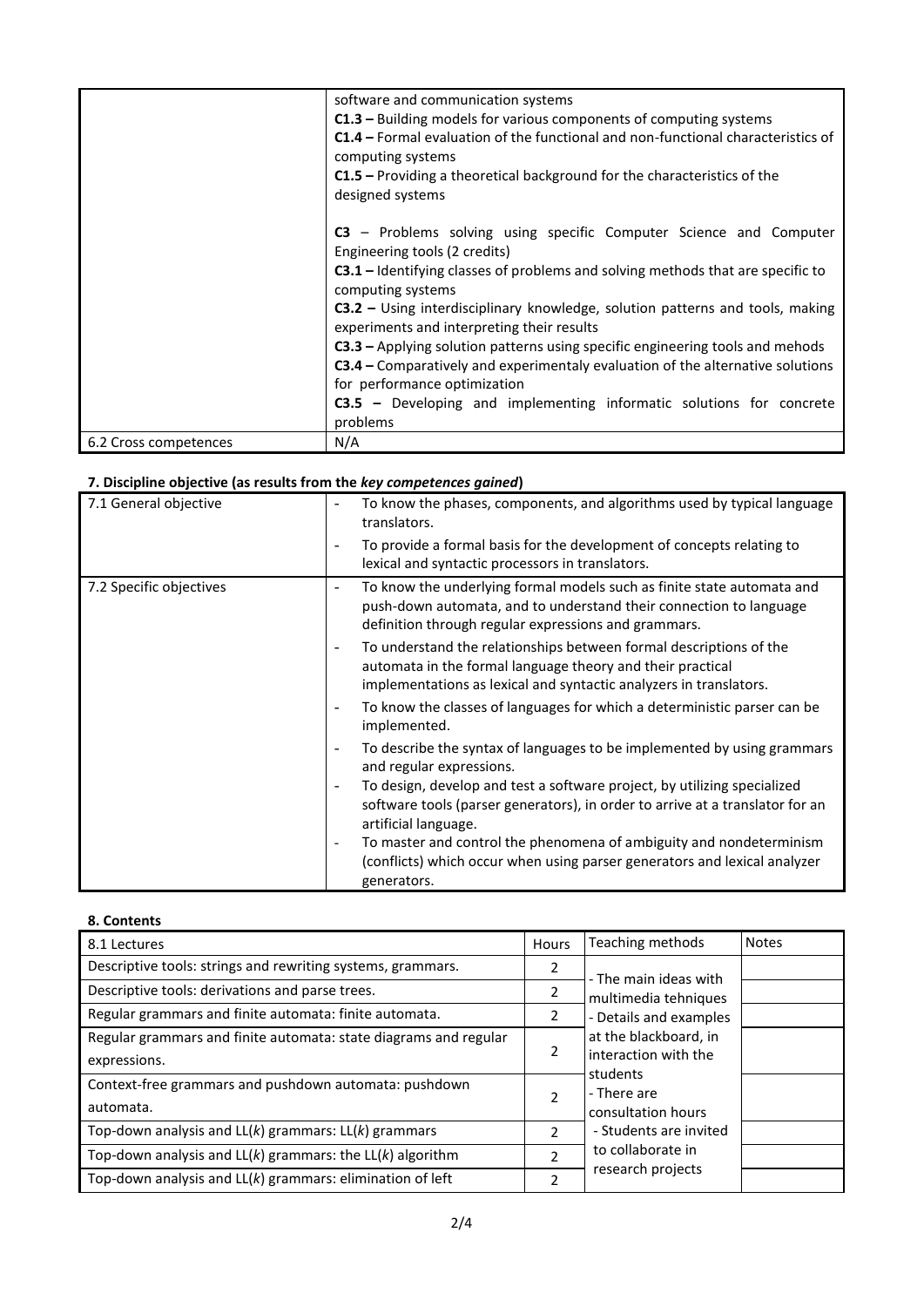| | |
|---|---|
| | software and communication systems<br>**C1.3 –** Building models for various components of computing systems<br>**C1.4 –** Formal evaluation of the functional and non-functional characteristics of computing systems<br>**C1.5 –** Providing a theoretical background for the characteristics of the designed systems<br><br>**C3** – Problems solving using specific Computer Science and Computer Engineering tools (2 credits)<br>**C3.1 –** Identifying classes of problems and solving methods that are specific to computing systems<br>**C3.2 –** Using interdisciplinary knowledge, solution patterns and tools, making experiments and interpreting their results<br>**C3.3 –** Applying solution patterns using specific engineering tools and mehods<br>**C3.4 –** Comparatively and experimentaly evaluation of the alternative solutions for performance optimization<br>**C3.5 –** Developing and implementing informatic solutions for concrete problems |
| 6.2 Cross competences | N/A |

### 7. Discipline objective (as results from the *key competences gained*)

| | |
|---|---|
| 7.1 General objective | - To know the phases, components, and algorithms used by typical language translators.<br>- To provide a formal basis for the development of concepts relating to lexical and syntactic processors in translators. |
| 7.2 Specific objectives | - To know the underlying formal models such as finite state automata and push-down automata, and to understand their connection to language definition through regular expressions and grammars.<br>- To understand the relationships between formal descriptions of the automata in the formal language theory and their practical implementations as lexical and syntactic analyzers in translators.<br>- To know the classes of languages for which a deterministic parser can be implemented.<br>- To describe the syntax of languages to be implemented by using grammars and regular expressions.<br>- To design, develop and test a software project, by utilizing specialized software tools (parser generators), in order to arrive at a translator for an artificial language.<br>- To master and control the phenomena of ambiguity and nondeterminism (conflicts) which occur when using parser generators and lexical analyzer generators. |

### 8. Contents

| 8.1 Lectures | Hours | Teaching methods | Notes |
|---|---|---|---|
| Descriptive tools: strings and rewriting systems, grammars. | 2 | - The main ideas with multimedia tehniques<br>- Details and examples at the blackboard, in interaction with the students<br>- There are consultation hours<br>- Students are invited to collaborate in research projects | |
| Descriptive tools: derivations and parse trees. | 2 | | |
| Regular grammars and finite automata: finite automata. | 2 | | |
| Regular grammars and finite automata: state diagrams and regular expressions. | 2 | | |
| Context-free grammars and pushdown automata: pushdown automata. | 2 | | |
| Top-down analysis and LL(*k*) grammars: LL(*k*) grammars | 2 | | |
| Top-down analysis and LL(*k*) grammars: the LL(*k*) algorithm | 2 | | |
| Top-down analysis and LL(*k*) grammars: elimination of left | 2 | | |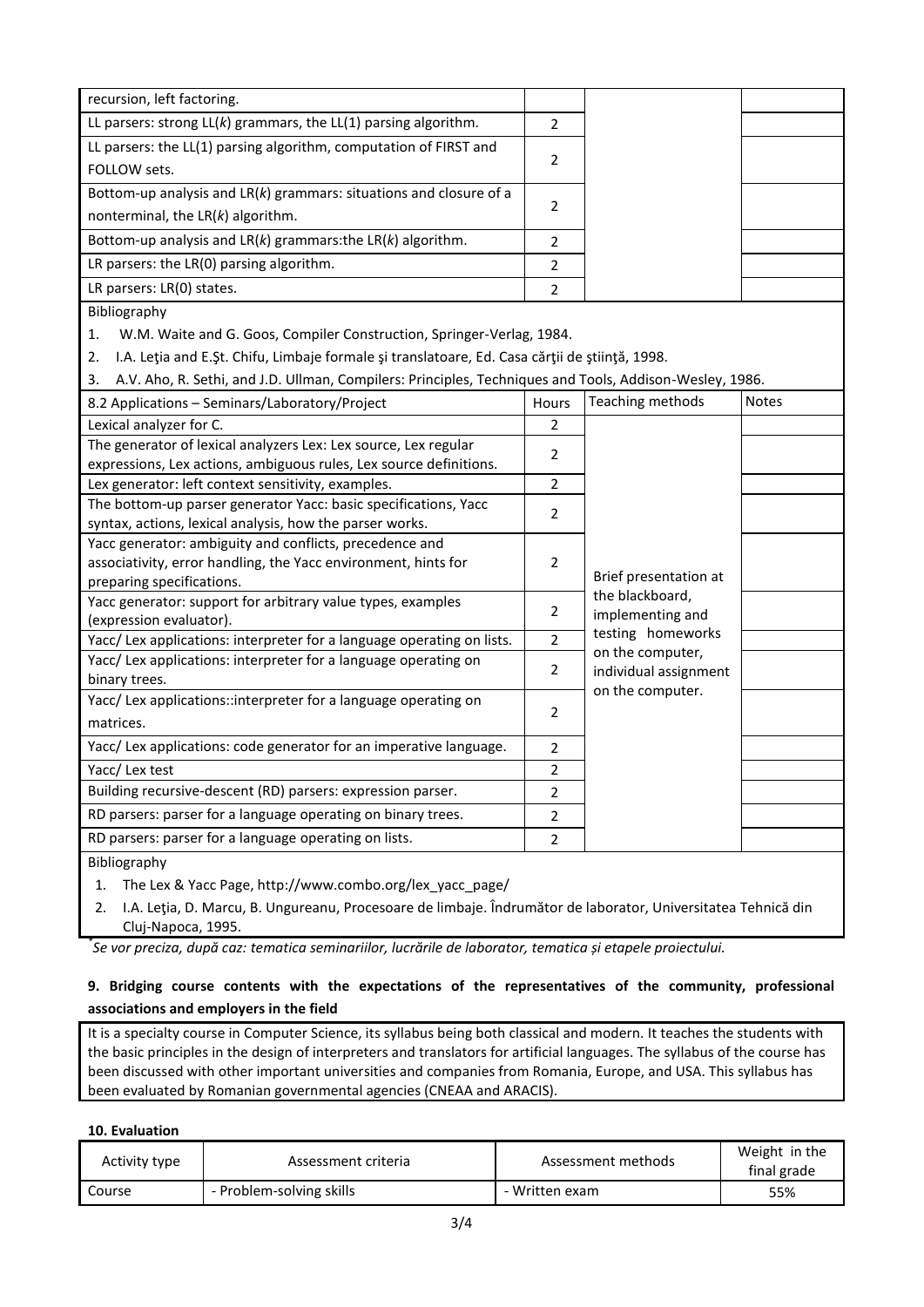| | | | |
|---|---|---|---|
| recursion, left factoring. | | | |
| LL parsers: strong LL($k$) grammars, the LL(1) parsing algorithm. | 2 | | |
| LL parsers: the LL(1) parsing algorithm, computation of FIRST and FOLLOW sets. | 2 | | |
| Bottom-up analysis and LR($k$) grammars: situations and closure of a nonterminal, the LR($k$) algorithm. | 2 | | |
| Bottom-up analysis and LR($k$) grammars:the LR($k$) algorithm. | 2 | | |
| LR parsers: the LR(0) parsing algorithm. | 2 | | |
| LR parsers: LR(0) states. | 2 | | |

Bibliography

1. W.M. Waite and G. Goos, Compiler Construction, Springer-Verlag, 1984.
2. I.A. Leţia and E.Şt. Chifu, Limbaje formale şi translatoare, Ed. Casa cărţii de ştiinţă, 1998.
3. A.V. Aho, R. Sethi, and J.D. Ullman, Compilers: Principles, Techniques and Tools, Addison-Wesley, 1986.

| 8.2 Applications – Seminars/Laboratory/Project | Hours | Teaching methods | Notes |
|---|---|---|---|
| Lexical analyzer for C. | 2 | Brief presentation at the blackboard, implementing and testing homeworks on the computer, individual assignment on the computer. | |
| The generator of lexical analyzers Lex: Lex source, Lex regular expressions, Lex actions, ambiguous rules, Lex source definitions. | 2 | | |
| Lex generator: left context sensitivity, examples. | 2 | | |
| The bottom-up parser generator Yacc: basic specifications, Yacc syntax, actions, lexical analysis, how the parser works. | 2 | | |
| Yacc generator: ambiguity and conflicts, precedence and associativity, error handling, the Yacc environment, hints for preparing specifications. | 2 | | |
| Yacc generator: support for arbitrary value types, examples (expression evaluator). | 2 | | |
| Yacc/ Lex applications: interpreter for a language operating on lists. | 2 | | |
| Yacc/ Lex applications: interpreter for a language operating on binary trees. | 2 | | |
| Yacc/ Lex applications::interpreter for a language operating on matrices. | 2 | | |
| Yacc/ Lex applications: code generator for an imperative language. | 2 | | |
| Yacc/ Lex test | 2 | | |
| Building recursive-descent (RD) parsers: expression parser. | 2 | | |
| RD parsers: parser for a language operating on binary trees. | 2 | | |
| RD parsers: parser for a language operating on lists. | 2 | | |

Bibliography

1. The Lex & Yacc Page, http://www.combo.org/lex_yacc_page/
2. I.A. Leţia, D. Marcu, B. Ungureanu, Procesoare de limbaje. Îndrumător de laborator, Universitatea Tehnică din Cluj-Napoca, 1995.

*Se vor preciza, după caz: tematica seminariilor, lucrările de laborator, tematica și etapele proiectului.*

**9. Bridging course contents with the expectations of the representatives of the community, professional associations and employers in the field**

It is a specialty course in Computer Science, its syllabus being both classical and modern. It teaches the students with the basic principles in the design of interpreters and translators for artificial languages. The syllabus of the course has been discussed with other important universities and companies from Romania, Europe, and USA. This syllabus has been evaluated by Romanian governmental agencies (CNEAA and ARACIS).

**10. Evaluation**

| Activity type | Assessment criteria | Assessment methods | Weight in the final grade |
|---|---|---|---|
| Course | - Problem-solving skills | - Written exam | 55% |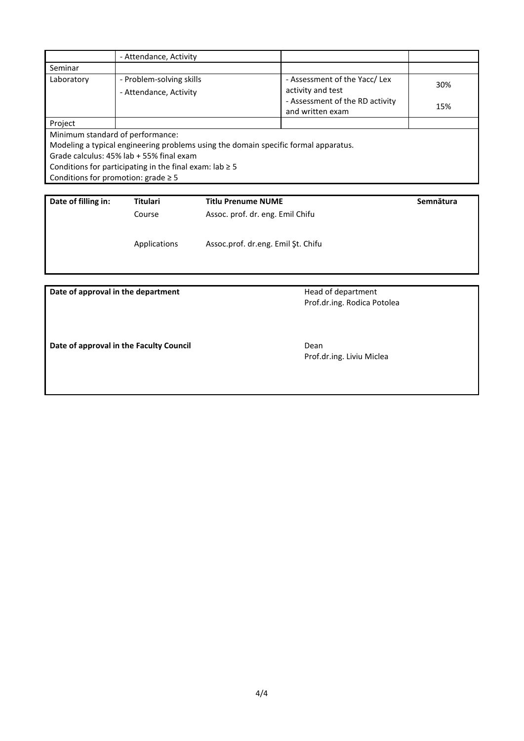| | | | |
|---|---|---|---|
| | - Attendance, Activity | | |
| Seminar | | | |
| Laboratory | - Problem-solving skills<br>- Attendance, Activity | - Assessment of the Yacc/ Lex activity and test<br>- Assessment of the RD activity and written exam | 30%<br>15% |
| Project | | | |

Minimum standard of performance:
Modeling a typical engineering problems using the domain specific formal apparatus.
Grade calculus: 45% lab + 55% final exam
Conditions for participating in the final exam: lab ≥ 5
Conditions for promotion: grade ≥ 5

| Date of filling in: | Titulari | Titlu Prenume NUME | Semnătura |
|---|---|---|---|
| | Course | Assoc. prof. dr. eng. Emil Chifu | |
| | Applications | Assoc.prof. dr.eng. Emil Şt. Chifu | |

| | |
|---|---|
| **Date of approval in the department** | Head of department<br>Prof.dr.ing. Rodica Potolea |
| **Date of approval in the Faculty Council** | Dean<br>Prof.dr.ing. Liviu Miclea |